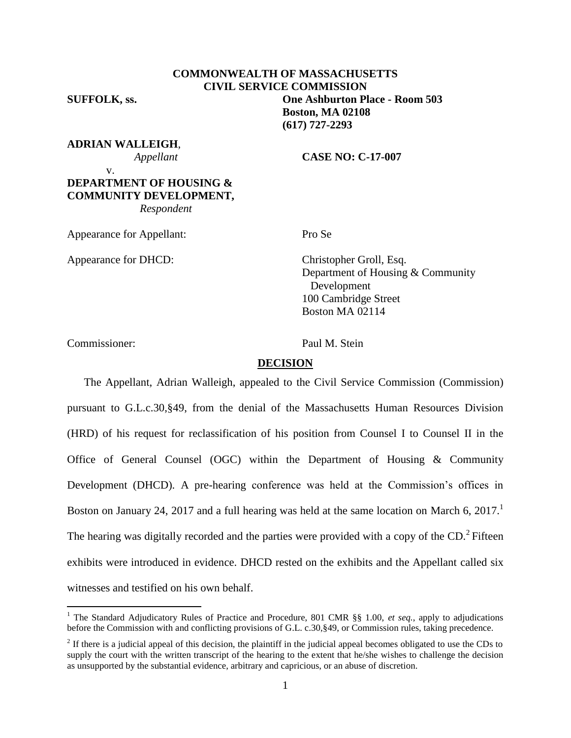**COMMONWEALTH OF MASSACHUSETTS**
**CIVIL SERVICE COMMISSION**

**SUFFOLK, ss.**

**One Ashburton Place - Room 503**
**Boston, MA 02108**
**(617) 727-2293**

**ADRIAN WALLEIGH**,
*Appellant*

v.

**DEPARTMENT OF HOUSING & COMMUNITY DEVELOPMENT,**
*Respondent*

**CASE NO: C-17-007**

Appearance for Appellant: Pro Se

Appearance for DHCD: Christopher Groll, Esq.
Department of Housing & Community Development
100 Cambridge Street
Boston MA 02114

Commissioner: Paul M. Stein

## DECISION

The Appellant, Adrian Walleigh, appealed to the Civil Service Commission (Commission) pursuant to G.L.c.30,§49, from the denial of the Massachusetts Human Resources Division (HRD) of his request for reclassification of his position from Counsel I to Counsel II in the Office of General Counsel (OGC) within the Department of Housing & Community Development (DHCD). A pre-hearing conference was held at the Commission's offices in Boston on January 24, 2017 and a full hearing was held at the same location on March 6, 2017.[1] The hearing was digitally recorded and the parties were provided with a copy of the CD.[2] Fifteen exhibits were introduced in evidence. DHCD rested on the exhibits and the Appellant called six witnesses and testified on his own behalf.

---

[1] The Standard Adjudicatory Rules of Practice and Procedure, 801 CMR §§ 1.00, *et seq.*, apply to adjudications before the Commission with and conflicting provisions of G.L. c.30,§49, or Commission rules, taking precedence.

[2] If there is a judicial appeal of this decision, the plaintiff in the judicial appeal becomes obligated to use the CDs to supply the court with the written transcript of the hearing to the extent that he/she wishes to challenge the decision as unsupported by the substantial evidence, arbitrary and capricious, or an abuse of discretion.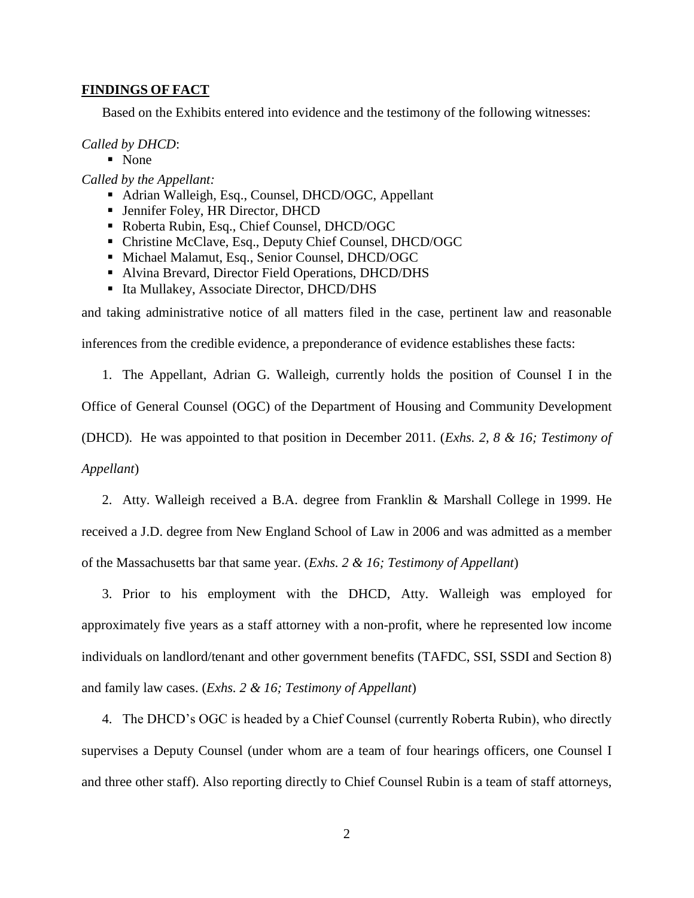## FINDINGS OF FACT

Based on the Exhibits entered into evidence and the testimony of the following witnesses:

*Called by DHCD*:

- None

*Called by the Appellant:*

- Adrian Walleigh, Esq., Counsel, DHCD/OGC, Appellant
- Jennifer Foley, HR Director, DHCD
- Roberta Rubin, Esq., Chief Counsel, DHCD/OGC
- Christine McClave, Esq., Deputy Chief Counsel, DHCD/OGC
- Michael Malamut, Esq., Senior Counsel, DHCD/OGC
- Alvina Brevard, Director Field Operations, DHCD/DHS
- Ita Mullakey, Associate Director, DHCD/DHS

and taking administrative notice of all matters filed in the case, pertinent law and reasonable inferences from the credible evidence, a preponderance of evidence establishes these facts:

1. The Appellant, Adrian G. Walleigh, currently holds the position of Counsel I in the Office of General Counsel (OGC) of the Department of Housing and Community Development (DHCD). He was appointed to that position in December 2011. (*Exhs. 2, 8 & 16; Testimony of Appellant*)

2. Atty. Walleigh received a B.A. degree from Franklin & Marshall College in 1999. He received a J.D. degree from New England School of Law in 2006 and was admitted as a member of the Massachusetts bar that same year. (*Exhs. 2 & 16; Testimony of Appellant*)

3. Prior to his employment with the DHCD, Atty. Walleigh was employed for approximately five years as a staff attorney with a non-profit, where he represented low income individuals on landlord/tenant and other government benefits (TAFDC, SSI, SSDI and Section 8) and family law cases. (*Exhs. 2 & 16; Testimony of Appellant*)

4. The DHCD's OGC is headed by a Chief Counsel (currently Roberta Rubin), who directly supervises a Deputy Counsel (under whom are a team of four hearings officers, one Counsel I and three other staff). Also reporting directly to Chief Counsel Rubin is a team of staff attorneys,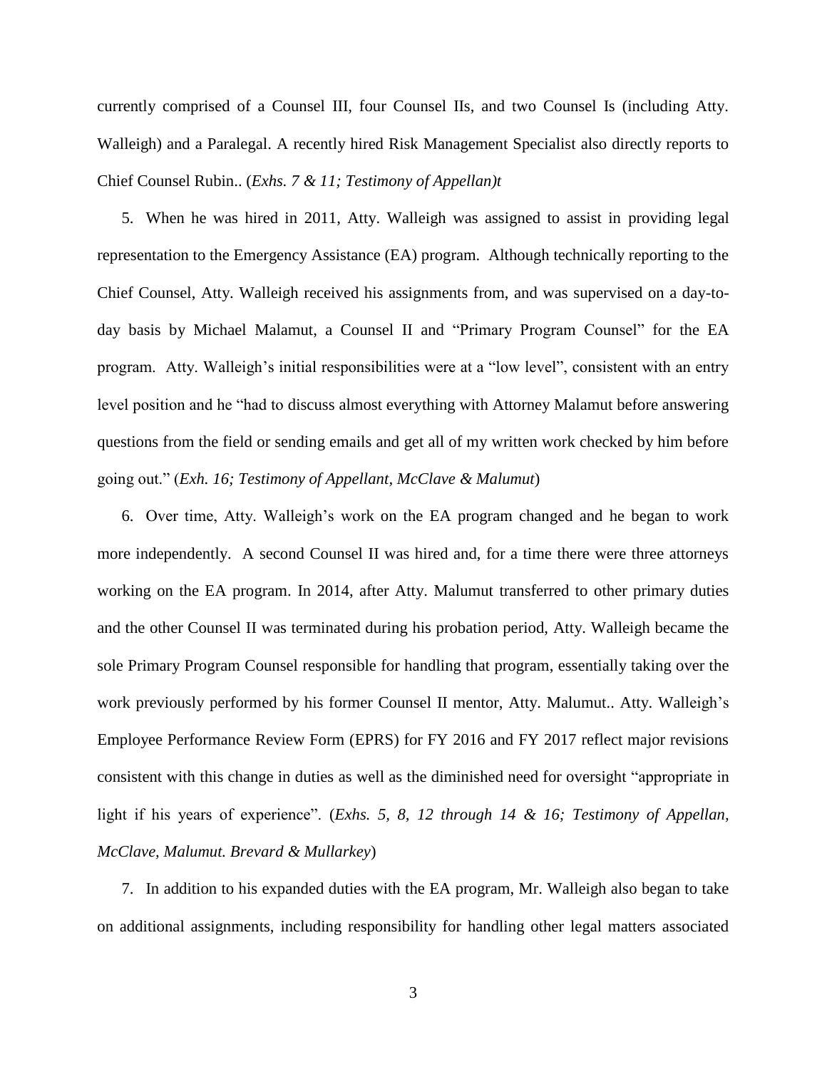currently comprised of a Counsel III, four Counsel IIs, and two Counsel Is (including Atty. Walleigh) and a Paralegal. A recently hired Risk Management Specialist also directly reports to Chief Counsel Rubin.. (*Exhs. 7 & 11; Testimony of Appellan)t*

5. When he was hired in 2011, Atty. Walleigh was assigned to assist in providing legal representation to the Emergency Assistance (EA) program. Although technically reporting to the Chief Counsel, Atty. Walleigh received his assignments from, and was supervised on a day-to-day basis by Michael Malamut, a Counsel II and "Primary Program Counsel" for the EA program. Atty. Walleigh's initial responsibilities were at a "low level", consistent with an entry level position and he "had to discuss almost everything with Attorney Malamut before answering questions from the field or sending emails and get all of my written work checked by him before going out." (*Exh. 16; Testimony of Appellant, McClave & Malumut*)

6. Over time, Atty. Walleigh's work on the EA program changed and he began to work more independently. A second Counsel II was hired and, for a time there were three attorneys working on the EA program. In 2014, after Atty. Malumut transferred to other primary duties and the other Counsel II was terminated during his probation period, Atty. Walleigh became the sole Primary Program Counsel responsible for handling that program, essentially taking over the work previously performed by his former Counsel II mentor, Atty. Malumut.. Atty. Walleigh's Employee Performance Review Form (EPRS) for FY 2016 and FY 2017 reflect major revisions consistent with this change in duties as well as the diminished need for oversight "appropriate in light if his years of experience". (*Exhs. 5, 8, 12 through 14 & 16; Testimony of Appellan, McClave, Malumut. Brevard & Mullarkey*)

7. In addition to his expanded duties with the EA program, Mr. Walleigh also began to take on additional assignments, including responsibility for handling other legal matters associated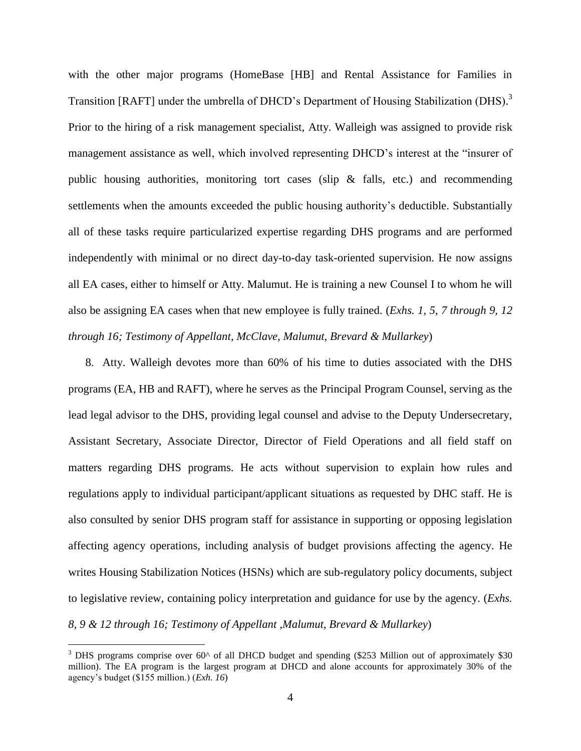with the other major programs (HomeBase [HB] and Rental Assistance for Families in Transition [RAFT] under the umbrella of DHCD's Department of Housing Stabilization (DHS).[3] Prior to the hiring of a risk management specialist, Atty. Walleigh was assigned to provide risk management assistance as well, which involved representing DHCD's interest at the "insurer of public housing authorities, monitoring tort cases (slip & falls, etc.) and recommending settlements when the amounts exceeded the public housing authority's deductible. Substantially all of these tasks require particularized expertise regarding DHS programs and are performed independently with minimal or no direct day-to-day task-oriented supervision. He now assigns all EA cases, either to himself or Atty. Malumut. He is training a new Counsel I to whom he will also be assigning EA cases when that new employee is fully trained. (*Exhs. 1, 5, 7 through 9, 12 through 16; Testimony of Appellant, McClave, Malumut, Brevard & Mullarkey*)

8. Atty. Walleigh devotes more than 60% of his time to duties associated with the DHS programs (EA, HB and RAFT), where he serves as the Principal Program Counsel, serving as the lead legal advisor to the DHS, providing legal counsel and advise to the Deputy Undersecretary, Assistant Secretary, Associate Director, Director of Field Operations and all field staff on matters regarding DHS programs. He acts without supervision to explain how rules and regulations apply to individual participant/applicant situations as requested by DHC staff. He is also consulted by senior DHS program staff for assistance in supporting or opposing legislation affecting agency operations, including analysis of budget provisions affecting the agency. He writes Housing Stabilization Notices (HSNs) which are sub-regulatory policy documents, subject to legislative review, containing policy interpretation and guidance for use by the agency. (*Exhs. 8, 9 & 12 through 16; Testimony of Appellant ,Malumut, Brevard & Mullarkey*)

---

[3] DHS programs comprise over 60^ of all DHCD budget and spending ($253 Million out of approximately $30 million). The EA program is the largest program at DHCD and alone accounts for approximately 30% of the agency's budget ($155 million.) (*Exh. 16*)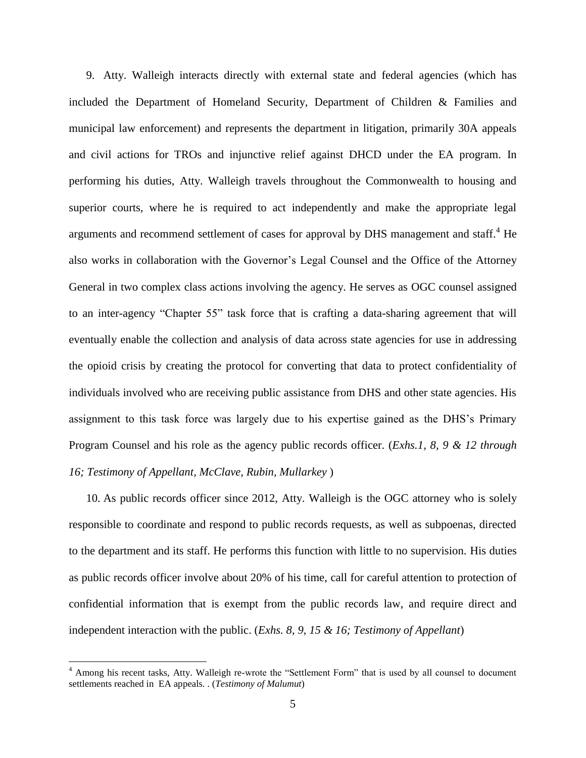9. Atty. Walleigh interacts directly with external state and federal agencies (which has included the Department of Homeland Security, Department of Children & Families and municipal law enforcement) and represents the department in litigation, primarily 30A appeals and civil actions for TROs and injunctive relief against DHCD under the EA program. In performing his duties, Atty. Walleigh travels throughout the Commonwealth to housing and superior courts, where he is required to act independently and make the appropriate legal arguments and recommend settlement of cases for approval by DHS management and staff.[4] He also works in collaboration with the Governor's Legal Counsel and the Office of the Attorney General in two complex class actions involving the agency. He serves as OGC counsel assigned to an inter-agency "Chapter 55" task force that is crafting a data-sharing agreement that will eventually enable the collection and analysis of data across state agencies for use in addressing the opioid crisis by creating the protocol for converting that data to protect confidentiality of individuals involved who are receiving public assistance from DHS and other state agencies. His assignment to this task force was largely due to his expertise gained as the DHS's Primary Program Counsel and his role as the agency public records officer. (*Exhs.1, 8, 9 & 12 through 16; Testimony of Appellant, McClave, Rubin, Mullarkey* )

10. As public records officer since 2012, Atty. Walleigh is the OGC attorney who is solely responsible to coordinate and respond to public records requests, as well as subpoenas, directed to the department and its staff. He performs this function with little to no supervision. His duties as public records officer involve about 20% of his time, call for careful attention to protection of confidential information that is exempt from the public records law, and require direct and independent interaction with the public. (*Exhs. 8, 9, 15 & 16; Testimony of Appellant*)

---

[4] Among his recent tasks, Atty. Walleigh re-wrote the "Settlement Form" that is used by all counsel to document settlements reached in EA appeals. . (*Testimony of Malumut*)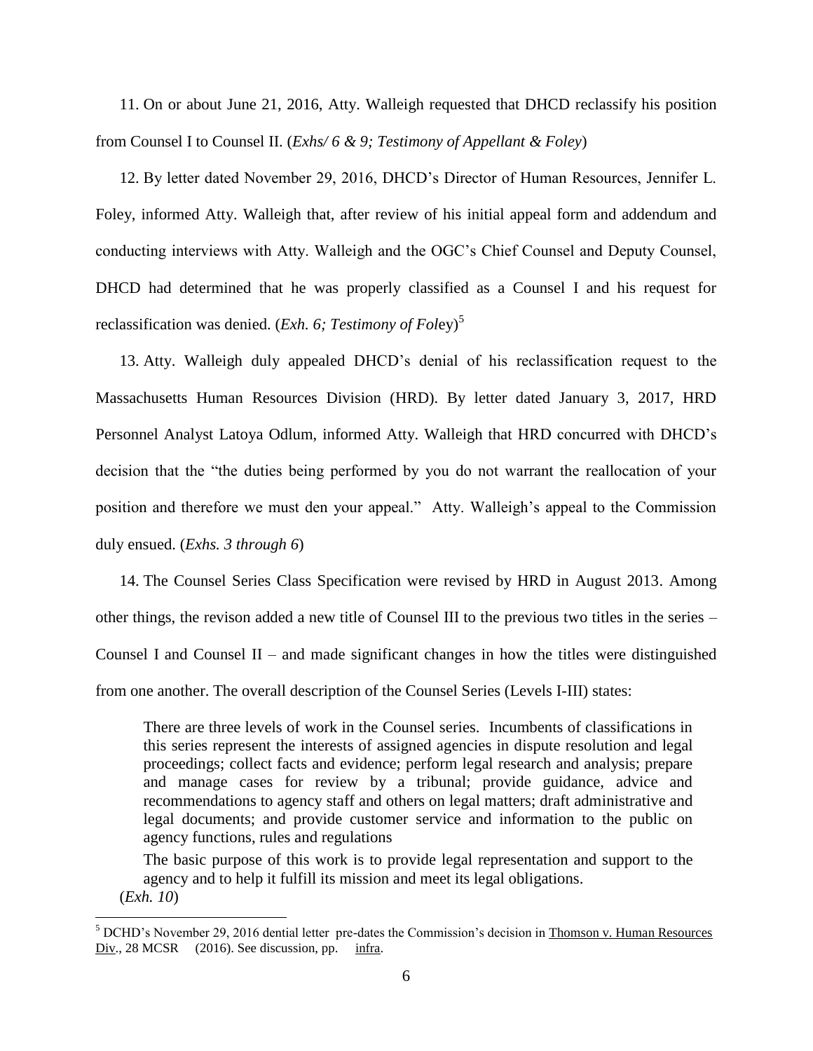11. On or about June 21, 2016, Atty. Walleigh requested that DHCD reclassify his position from Counsel I to Counsel II. (*Exhs/ 6 & 9; Testimony of Appellant & Foley*)

12. By letter dated November 29, 2016, DHCD's Director of Human Resources, Jennifer L. Foley, informed Atty. Walleigh that, after review of his initial appeal form and addendum and conducting interviews with Atty. Walleigh and the OGC's Chief Counsel and Deputy Counsel, DHCD had determined that he was properly classified as a Counsel I and his request for reclassification was denied. (*Exh. 6; Testimony of Fol*ey)[5]

13. Atty. Walleigh duly appealed DHCD's denial of his reclassification request to the Massachusetts Human Resources Division (HRD). By letter dated January 3, 2017, HRD Personnel Analyst Latoya Odlum, informed Atty. Walleigh that HRD concurred with DHCD's decision that the "the duties being performed by you do not warrant the reallocation of your position and therefore we must den your appeal." Atty. Walleigh's appeal to the Commission duly ensued. (*Exhs. 3 through 6*)

14. The Counsel Series Class Specification were revised by HRD in August 2013. Among other things, the revison added a new title of Counsel III to the previous two titles in the series – Counsel I and Counsel II – and made significant changes in how the titles were distinguished from one another. The overall description of the Counsel Series (Levels I-III) states:

> There are three levels of work in the Counsel series. Incumbents of classifications in this series represent the interests of assigned agencies in dispute resolution and legal proceedings; collect facts and evidence; perform legal research and analysis; prepare and manage cases for review by a tribunal; provide guidance, advice and recommendations to agency staff and others on legal matters; draft administrative and legal documents; and provide customer service and information to the public on agency functions, rules and regulations
>
> The basic purpose of this work is to provide legal representation and support to the agency and to help it fulfill its mission and meet its legal obligations.

(*Exh. 10*)

---

[5] DCHD's November 29, 2016 dential letter pre-dates the Commission's decision in Thomson v. Human Resources Div., 28 MCSR (2016). See discussion, pp. infra.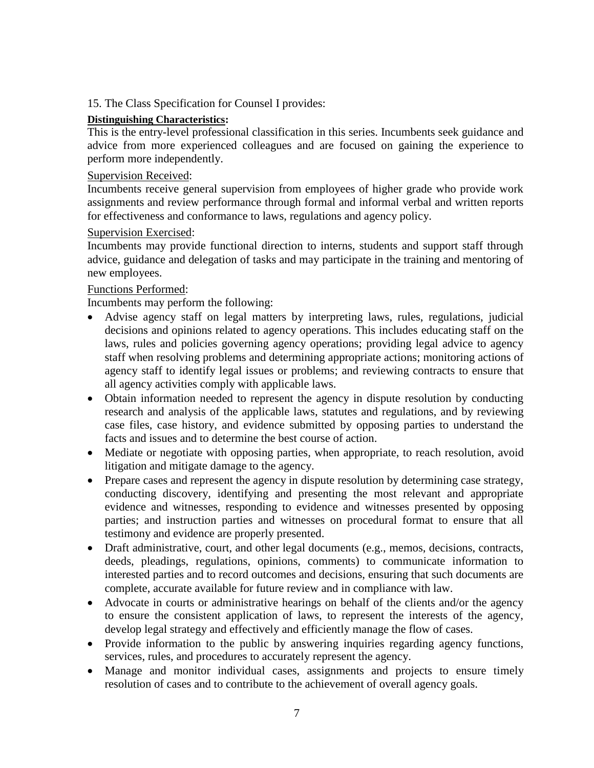15. The Class Specification for Counsel I provides:

**Distinguishing Characteristics:**

This is the entry-level professional classification in this series. Incumbents seek guidance and advice from more experienced colleagues and are focused on gaining the experience to perform more independently.

Supervision Received:

Incumbents receive general supervision from employees of higher grade who provide work assignments and review performance through formal and informal verbal and written reports for effectiveness and conformance to laws, regulations and agency policy.

Supervision Exercised:

Incumbents may provide functional direction to interns, students and support staff through advice, guidance and delegation of tasks and may participate in the training and mentoring of new employees.

Functions Performed:

Incumbents may perform the following:

- Advise agency staff on legal matters by interpreting laws, rules, regulations, judicial decisions and opinions related to agency operations. This includes educating staff on the laws, rules and policies governing agency operations; providing legal advice to agency staff when resolving problems and determining appropriate actions; monitoring actions of agency staff to identify legal issues or problems; and reviewing contracts to ensure that all agency activities comply with applicable laws.
- Obtain information needed to represent the agency in dispute resolution by conducting research and analysis of the applicable laws, statutes and regulations, and by reviewing case files, case history, and evidence submitted by opposing parties to understand the facts and issues and to determine the best course of action.
- Mediate or negotiate with opposing parties, when appropriate, to reach resolution, avoid litigation and mitigate damage to the agency.
- Prepare cases and represent the agency in dispute resolution by determining case strategy, conducting discovery, identifying and presenting the most relevant and appropriate evidence and witnesses, responding to evidence and witnesses presented by opposing parties; and instruction parties and witnesses on procedural format to ensure that all testimony and evidence are properly presented.
- Draft administrative, court, and other legal documents (e.g., memos, decisions, contracts, deeds, pleadings, regulations, opinions, comments) to communicate information to interested parties and to record outcomes and decisions, ensuring that such documents are complete, accurate available for future review and in compliance with law.
- Advocate in courts or administrative hearings on behalf of the clients and/or the agency to ensure the consistent application of laws, to represent the interests of the agency, develop legal strategy and effectively and efficiently manage the flow of cases.
- Provide information to the public by answering inquiries regarding agency functions, services, rules, and procedures to accurately represent the agency.
- Manage and monitor individual cases, assignments and projects to ensure timely resolution of cases and to contribute to the achievement of overall agency goals.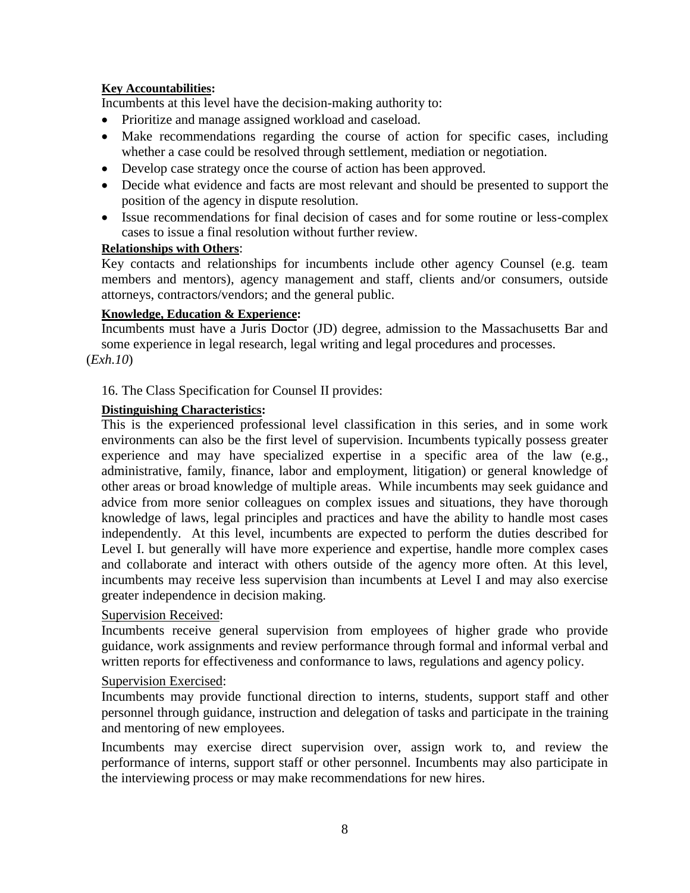**Key Accountabilities:**

Incumbents at this level have the decision-making authority to:

- Prioritize and manage assigned workload and caseload.
- Make recommendations regarding the course of action for specific cases, including whether a case could be resolved through settlement, mediation or negotiation.
- Develop case strategy once the course of action has been approved.
- Decide what evidence and facts are most relevant and should be presented to support the position of the agency in dispute resolution.
- Issue recommendations for final decision of cases and for some routine or less-complex cases to issue a final resolution without further review.

**Relationships with Others**:

Key contacts and relationships for incumbents include other agency Counsel (e.g. team members and mentors), agency management and staff, clients and/or consumers, outside attorneys, contractors/vendors; and the general public.

**Knowledge, Education & Experience:**

Incumbents must have a Juris Doctor (JD) degree, admission to the Massachusetts Bar and some experience in legal research, legal writing and legal procedures and processes.

(*Exh.10*)

16. The Class Specification for Counsel II provides:

**Distinguishing Characteristics:**

This is the experienced professional level classification in this series, and in some work environments can also be the first level of supervision. Incumbents typically possess greater experience and may have specialized expertise in a specific area of the law (e.g., administrative, family, finance, labor and employment, litigation) or general knowledge of other areas or broad knowledge of multiple areas. While incumbents may seek guidance and advice from more senior colleagues on complex issues and situations, they have thorough knowledge of laws, legal principles and practices and have the ability to handle most cases independently. At this level, incumbents are expected to perform the duties described for Level I. but generally will have more experience and expertise, handle more complex cases and collaborate and interact with others outside of the agency more often. At this level, incumbents may receive less supervision than incumbents at Level I and may also exercise greater independence in decision making.

Supervision Received:

Incumbents receive general supervision from employees of higher grade who provide guidance, work assignments and review performance through formal and informal verbal and written reports for effectiveness and conformance to laws, regulations and agency policy.

Supervision Exercised:

Incumbents may provide functional direction to interns, students, support staff and other personnel through guidance, instruction and delegation of tasks and participate in the training and mentoring of new employees.

Incumbents may exercise direct supervision over, assign work to, and review the performance of interns, support staff or other personnel. Incumbents may also participate in the interviewing process or may make recommendations for new hires.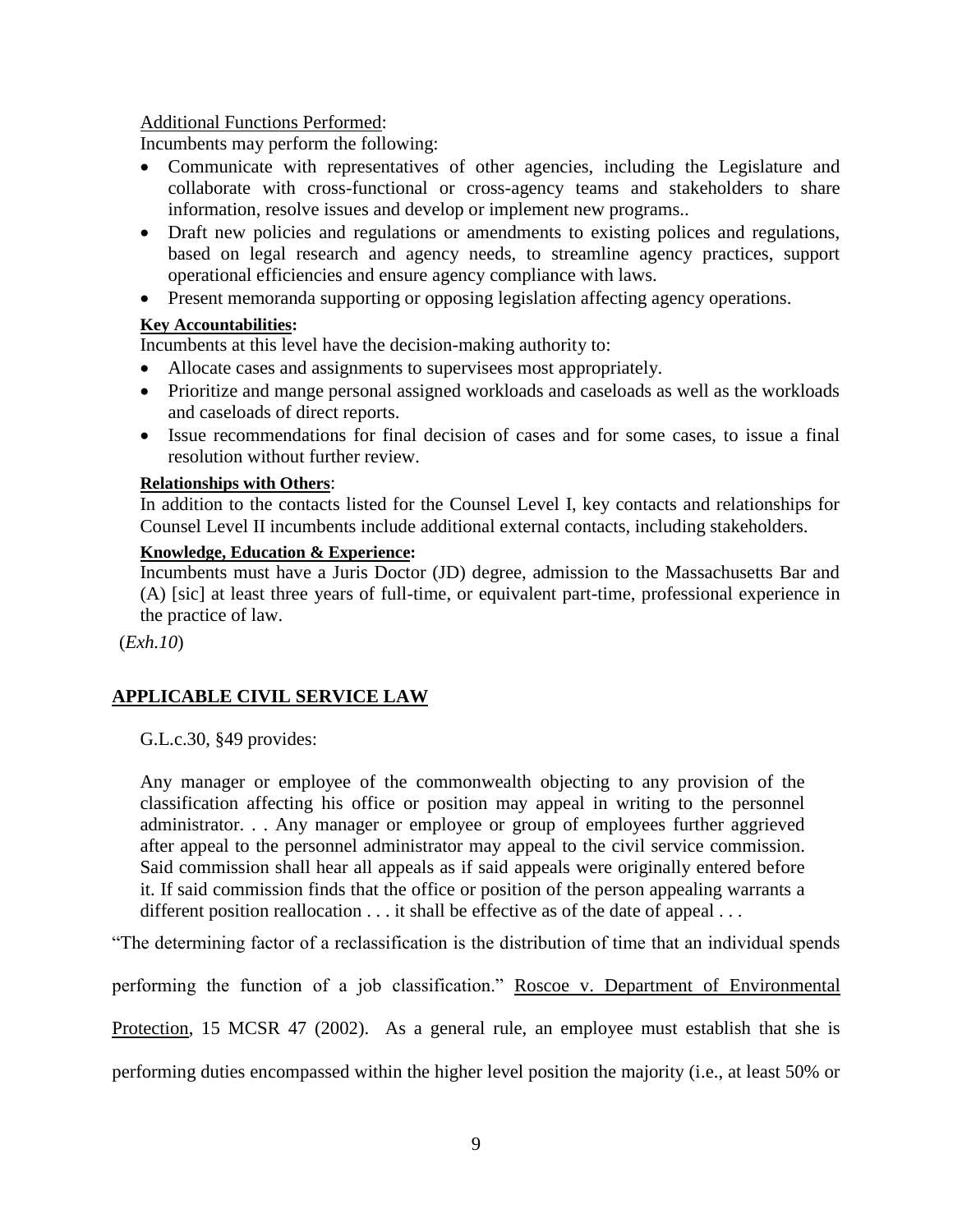Additional Functions Performed:

Incumbents may perform the following:

- Communicate with representatives of other agencies, including the Legislature and collaborate with cross-functional or cross-agency teams and stakeholders to share information, resolve issues and develop or implement new programs..
- Draft new policies and regulations or amendments to existing polices and regulations, based on legal research and agency needs, to streamline agency practices, support operational efficiencies and ensure agency compliance with laws.
- Present memoranda supporting or opposing legislation affecting agency operations.

**Key Accountabilities:**

Incumbents at this level have the decision-making authority to:

- Allocate cases and assignments to supervisees most appropriately.
- Prioritize and mange personal assigned workloads and caseloads as well as the workloads and caseloads of direct reports.
- Issue recommendations for final decision of cases and for some cases, to issue a final resolution without further review.

**Relationships with Others**:

In addition to the contacts listed for the Counsel Level I, key contacts and relationships for Counsel Level II incumbents include additional external contacts, including stakeholders.

**Knowledge, Education & Experience:**

Incumbents must have a Juris Doctor (JD) degree, admission to the Massachusetts Bar and (A) [sic] at least three years of full-time, or equivalent part-time, professional experience in the practice of law.

(*Exh.10*)

## APPLICABLE CIVIL SERVICE LAW

G.L.c.30, §49 provides:

> Any manager or employee of the commonwealth objecting to any provision of the classification affecting his office or position may appeal in writing to the personnel administrator. . . Any manager or employee or group of employees further aggrieved after appeal to the personnel administrator may appeal to the civil service commission. Said commission shall hear all appeals as if said appeals were originally entered before it. If said commission finds that the office or position of the person appealing warrants a different position reallocation . . . it shall be effective as of the date of appeal . . .

"The determining factor of a reclassification is the distribution of time that an individual spends performing the function of a job classification." Roscoe v. Department of Environmental Protection, 15 MCSR 47 (2002). As a general rule, an employee must establish that she is performing duties encompassed within the higher level position the majority (i.e., at least 50% or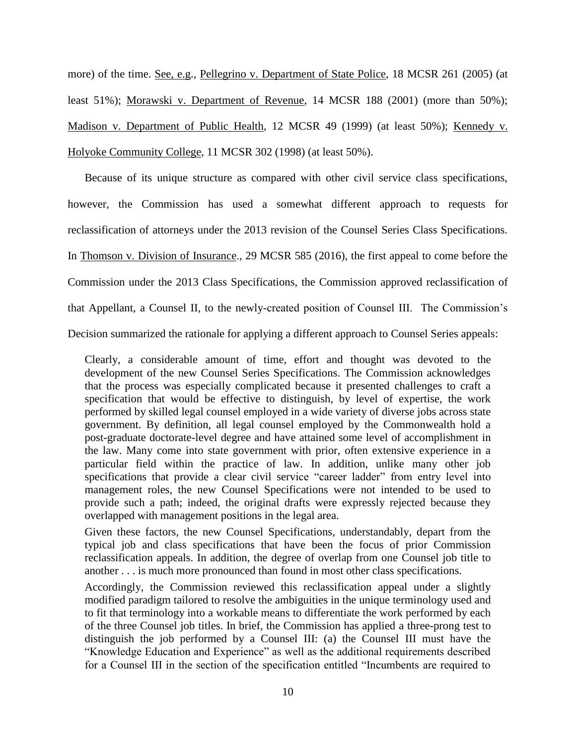more) of the time. See, e.g., Pellegrino v. Department of State Police, 18 MCSR 261 (2005) (at least 51%); Morawski v. Department of Revenue, 14 MCSR 188 (2001) (more than 50%); Madison v. Department of Public Health, 12 MCSR 49 (1999) (at least 50%); Kennedy v. Holyoke Community College, 11 MCSR 302 (1998) (at least 50%).

Because of its unique structure as compared with other civil service class specifications, however, the Commission has used a somewhat different approach to requests for reclassification of attorneys under the 2013 revision of the Counsel Series Class Specifications. In Thomson v. Division of Insurance., 29 MCSR 585 (2016), the first appeal to come before the Commission under the 2013 Class Specifications, the Commission approved reclassification of that Appellant, a Counsel II, to the newly-created position of Counsel III. The Commission's Decision summarized the rationale for applying a different approach to Counsel Series appeals:

> Clearly, a considerable amount of time, effort and thought was devoted to the development of the new Counsel Series Specifications. The Commission acknowledges that the process was especially complicated because it presented challenges to craft a specification that would be effective to distinguish, by level of expertise, the work performed by skilled legal counsel employed in a wide variety of diverse jobs across state government. By definition, all legal counsel employed by the Commonwealth hold a post-graduate doctorate-level degree and have attained some level of accomplishment in the law. Many come into state government with prior, often extensive experience in a particular field within the practice of law. In addition, unlike many other job specifications that provide a clear civil service "career ladder" from entry level into management roles, the new Counsel Specifications were not intended to be used to provide such a path; indeed, the original drafts were expressly rejected because they overlapped with management positions in the legal area.
>
> Given these factors, the new Counsel Specifications, understandably, depart from the typical job and class specifications that have been the focus of prior Commission reclassification appeals. In addition, the degree of overlap from one Counsel job title to another . . . is much more pronounced than found in most other class specifications.
>
> Accordingly, the Commission reviewed this reclassification appeal under a slightly modified paradigm tailored to resolve the ambiguities in the unique terminology used and to fit that terminology into a workable means to differentiate the work performed by each of the three Counsel job titles. In brief, the Commission has applied a three-prong test to distinguish the job performed by a Counsel III: (a) the Counsel III must have the "Knowledge Education and Experience" as well as the additional requirements described for a Counsel III in the section of the specification entitled "Incumbents are required to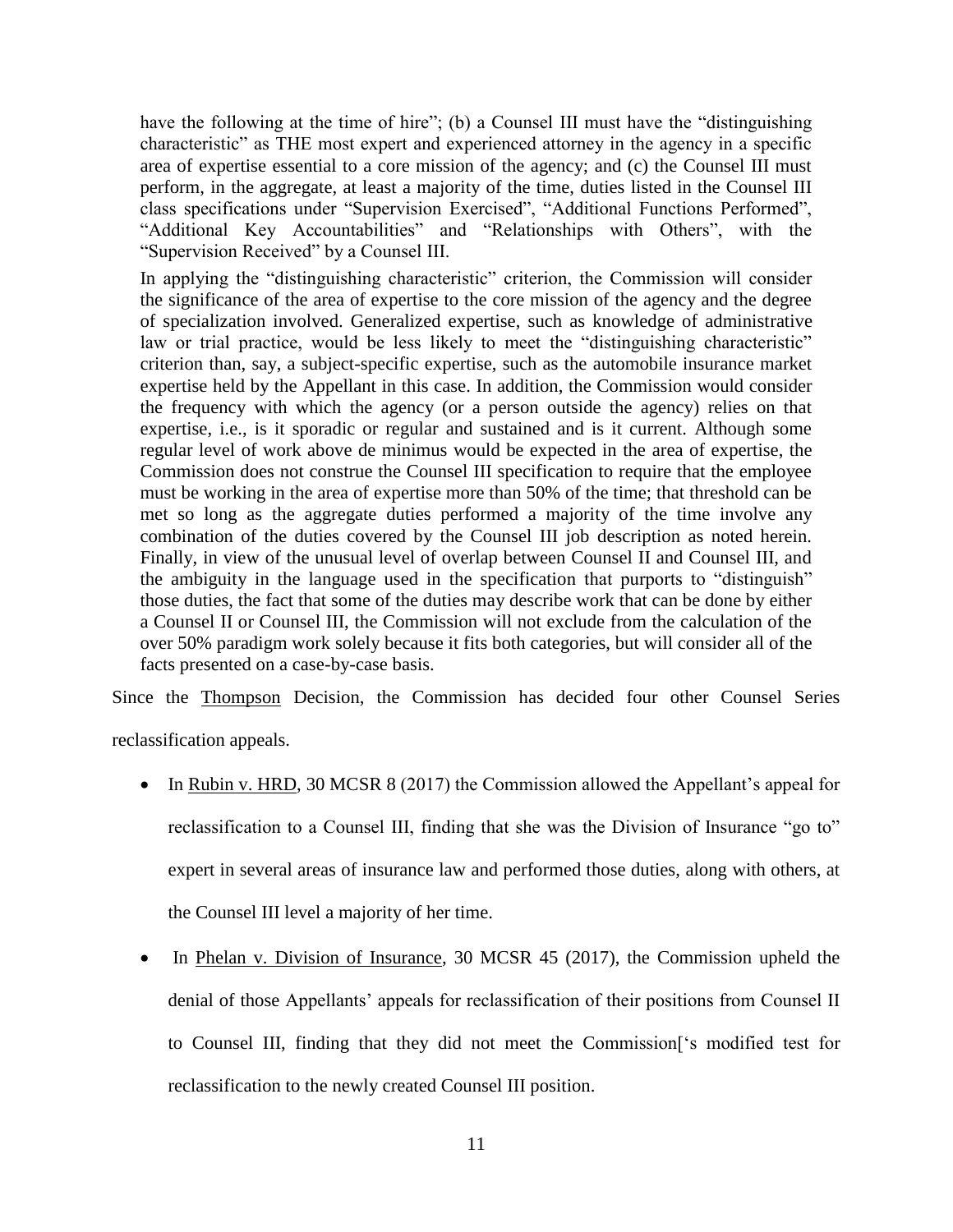have the following at the time of hire"; (b) a Counsel III must have the "distinguishing characteristic" as THE most expert and experienced attorney in the agency in a specific area of expertise essential to a core mission of the agency; and (c) the Counsel III must perform, in the aggregate, at least a majority of the time, duties listed in the Counsel III class specifications under "Supervision Exercised", "Additional Functions Performed", "Additional Key Accountabilities" and "Relationships with Others", with the "Supervision Received" by a Counsel III.

> In applying the "distinguishing characteristic" criterion, the Commission will consider the significance of the area of expertise to the core mission of the agency and the degree of specialization involved. Generalized expertise, such as knowledge of administrative law or trial practice, would be less likely to meet the "distinguishing characteristic" criterion than, say, a subject-specific expertise, such as the automobile insurance market expertise held by the Appellant in this case. In addition, the Commission would consider the frequency with which the agency (or a person outside the agency) relies on that expertise, i.e., is it sporadic or regular and sustained and is it current. Although some regular level of work above de minimus would be expected in the area of expertise, the Commission does not construe the Counsel III specification to require that the employee must be working in the area of expertise more than 50% of the time; that threshold can be met so long as the aggregate duties performed a majority of the time involve any combination of the duties covered by the Counsel III job description as noted herein. Finally, in view of the unusual level of overlap between Counsel II and Counsel III, and the ambiguity in the language used in the specification that purports to "distinguish" those duties, the fact that some of the duties may describe work that can be done by either a Counsel II or Counsel III, the Commission will not exclude from the calculation of the over 50% paradigm work solely because it fits both categories, but will consider all of the facts presented on a case-by-case basis.

Since the Thompson Decision, the Commission has decided four other Counsel Series reclassification appeals.

- In Rubin v. HRD, 30 MCSR 8 (2017) the Commission allowed the Appellant's appeal for reclassification to a Counsel III, finding that she was the Division of Insurance "go to" expert in several areas of insurance law and performed those duties, along with others, at the Counsel III level a majority of her time.
- In Phelan v. Division of Insurance, 30 MCSR 45 (2017), the Commission upheld the denial of those Appellants' appeals for reclassification of their positions from Counsel II to Counsel III, finding that they did not meet the Commission['s modified test for reclassification to the newly created Counsel III position.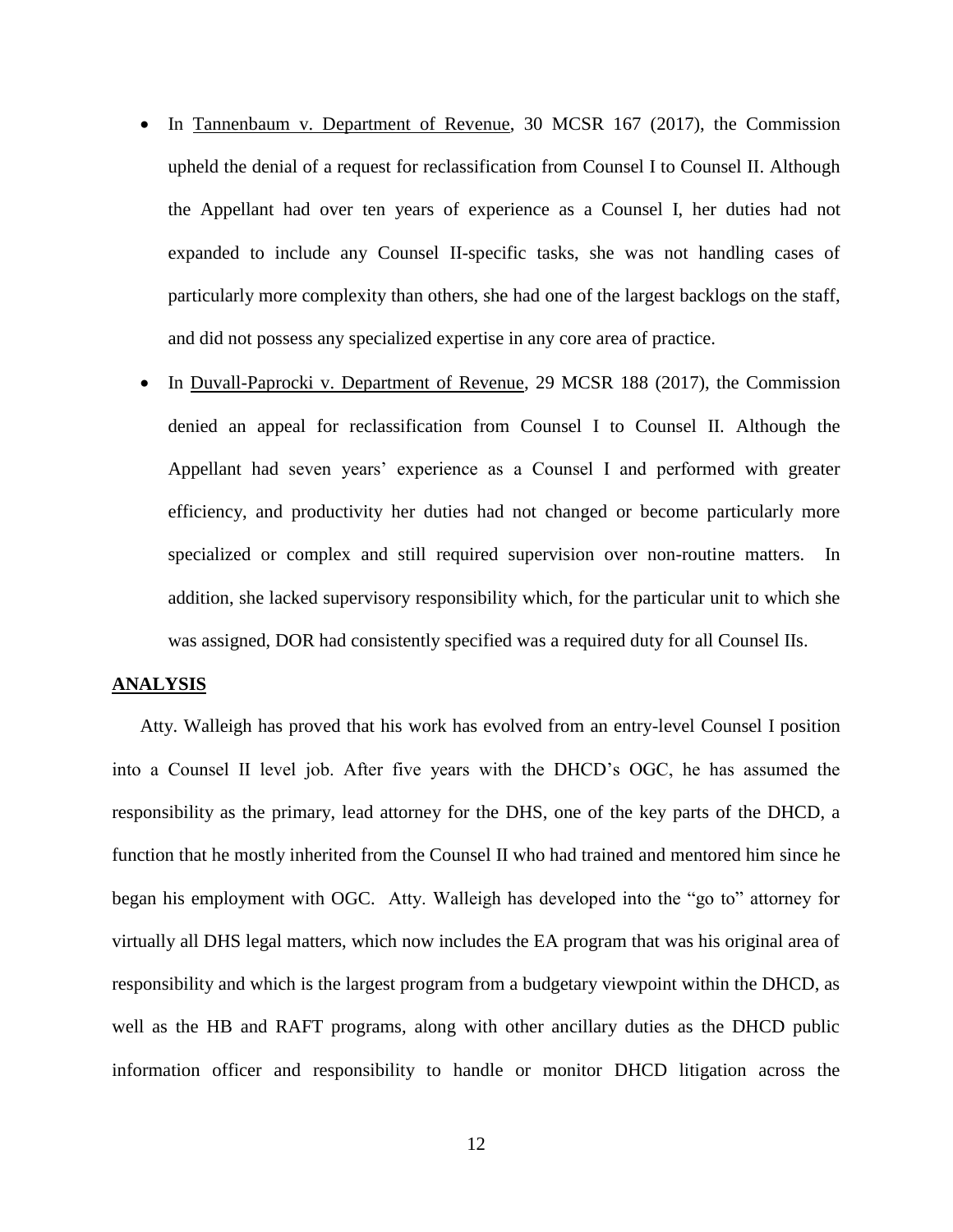- In Tannenbaum v. Department of Revenue, 30 MCSR 167 (2017), the Commission upheld the denial of a request for reclassification from Counsel I to Counsel II. Although the Appellant had over ten years of experience as a Counsel I, her duties had not expanded to include any Counsel II-specific tasks, she was not handling cases of particularly more complexity than others, she had one of the largest backlogs on the staff, and did not possess any specialized expertise in any core area of practice.

- In Duvall-Paprocki v. Department of Revenue, 29 MCSR 188 (2017), the Commission denied an appeal for reclassification from Counsel I to Counsel II. Although the Appellant had seven years' experience as a Counsel I and performed with greater efficiency, and productivity her duties had not changed or become particularly more specialized or complex and still required supervision over non-routine matters. In addition, she lacked supervisory responsibility which, for the particular unit to which she was assigned, DOR had consistently specified was a required duty for all Counsel IIs.

## ANALYSIS

Atty. Walleigh has proved that his work has evolved from an entry-level Counsel I position into a Counsel II level job. After five years with the DHCD's OGC, he has assumed the responsibility as the primary, lead attorney for the DHS, one of the key parts of the DHCD, a function that he mostly inherited from the Counsel II who had trained and mentored him since he began his employment with OGC. Atty. Walleigh has developed into the "go to" attorney for virtually all DHS legal matters, which now includes the EA program that was his original area of responsibility and which is the largest program from a budgetary viewpoint within the DHCD, as well as the HB and RAFT programs, along with other ancillary duties as the DHCD public information officer and responsibility to handle or monitor DHCD litigation across the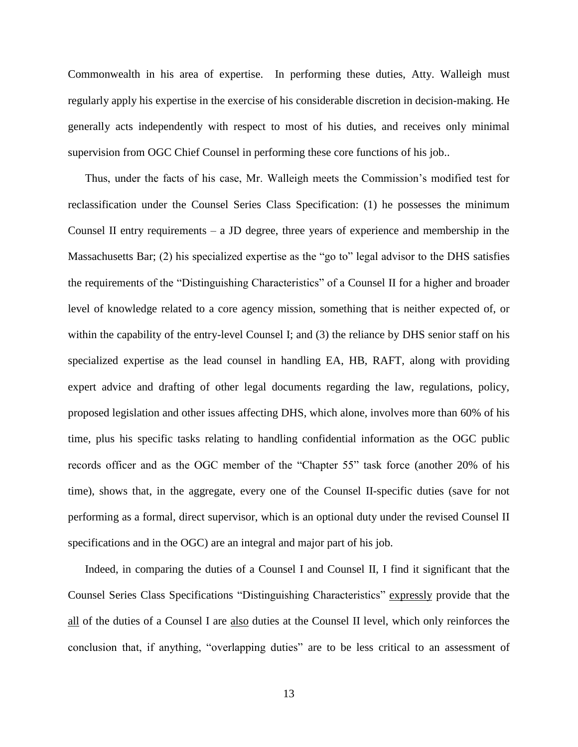Commonwealth in his area of expertise. In performing these duties, Atty. Walleigh must regularly apply his expertise in the exercise of his considerable discretion in decision-making. He generally acts independently with respect to most of his duties, and receives only minimal supervision from OGC Chief Counsel in performing these core functions of his job..

Thus, under the facts of his case, Mr. Walleigh meets the Commission's modified test for reclassification under the Counsel Series Class Specification: (1) he possesses the minimum Counsel II entry requirements – a JD degree, three years of experience and membership in the Massachusetts Bar; (2) his specialized expertise as the "go to" legal advisor to the DHS satisfies the requirements of the "Distinguishing Characteristics" of a Counsel II for a higher and broader level of knowledge related to a core agency mission, something that is neither expected of, or within the capability of the entry-level Counsel I; and (3) the reliance by DHS senior staff on his specialized expertise as the lead counsel in handling EA, HB, RAFT, along with providing expert advice and drafting of other legal documents regarding the law, regulations, policy, proposed legislation and other issues affecting DHS, which alone, involves more than 60% of his time, plus his specific tasks relating to handling confidential information as the OGC public records officer and as the OGC member of the "Chapter 55" task force (another 20% of his time), shows that, in the aggregate, every one of the Counsel II-specific duties (save for not performing as a formal, direct supervisor, which is an optional duty under the revised Counsel II specifications and in the OGC) are an integral and major part of his job.

Indeed, in comparing the duties of a Counsel I and Counsel II, I find it significant that the Counsel Series Class Specifications "Distinguishing Characteristics" <u>expressly</u> provide that the <u>all</u> of the duties of a Counsel I are <u>also</u> duties at the Counsel II level, which only reinforces the conclusion that, if anything, "overlapping duties" are to be less critical to an assessment of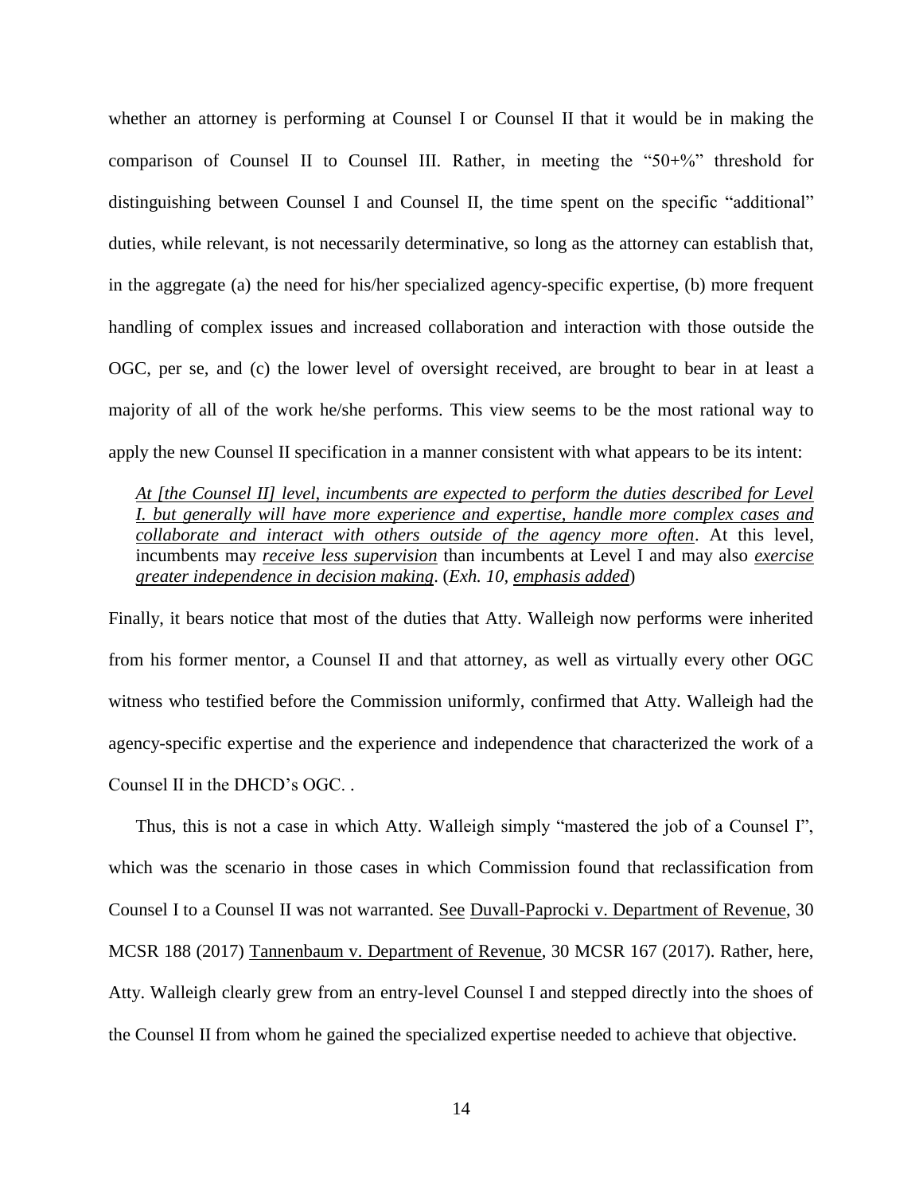whether an attorney is performing at Counsel I or Counsel II that it would be in making the comparison of Counsel II to Counsel III. Rather, in meeting the "50+%" threshold for distinguishing between Counsel I and Counsel II, the time spent on the specific "additional" duties, while relevant, is not necessarily determinative, so long as the attorney can establish that, in the aggregate (a) the need for his/her specialized agency-specific expertise, (b) more frequent handling of complex issues and increased collaboration and interaction with those outside the OGC, per se, and (c) the lower level of oversight received, are brought to bear in at least a majority of all of the work he/she performs. This view seems to be the most rational way to apply the new Counsel II specification in a manner consistent with what appears to be its intent:

> *At [the Counsel II] level, incumbents are expected to perform the duties described for Level I. but generally will have more experience and expertise, handle more complex cases and collaborate and interact with others outside of the agency more often*. At this level, incumbents may *receive less supervision* than incumbents at Level I and may also *exercise greater independence in decision making*. (*Exh. 10, emphasis added*)

Finally, it bears notice that most of the duties that Atty. Walleigh now performs were inherited from his former mentor, a Counsel II and that attorney, as well as virtually every other OGC witness who testified before the Commission uniformly, confirmed that Atty. Walleigh had the agency-specific expertise and the experience and independence that characterized the work of a Counsel II in the DHCD's OGC. .

Thus, this is not a case in which Atty. Walleigh simply "mastered the job of a Counsel I", which was the scenario in those cases in which Commission found that reclassification from Counsel I to a Counsel II was not warranted. See Duvall-Paprocki v. Department of Revenue, 30 MCSR 188 (2017) Tannenbaum v. Department of Revenue, 30 MCSR 167 (2017). Rather, here, Atty. Walleigh clearly grew from an entry-level Counsel I and stepped directly into the shoes of the Counsel II from whom he gained the specialized expertise needed to achieve that objective.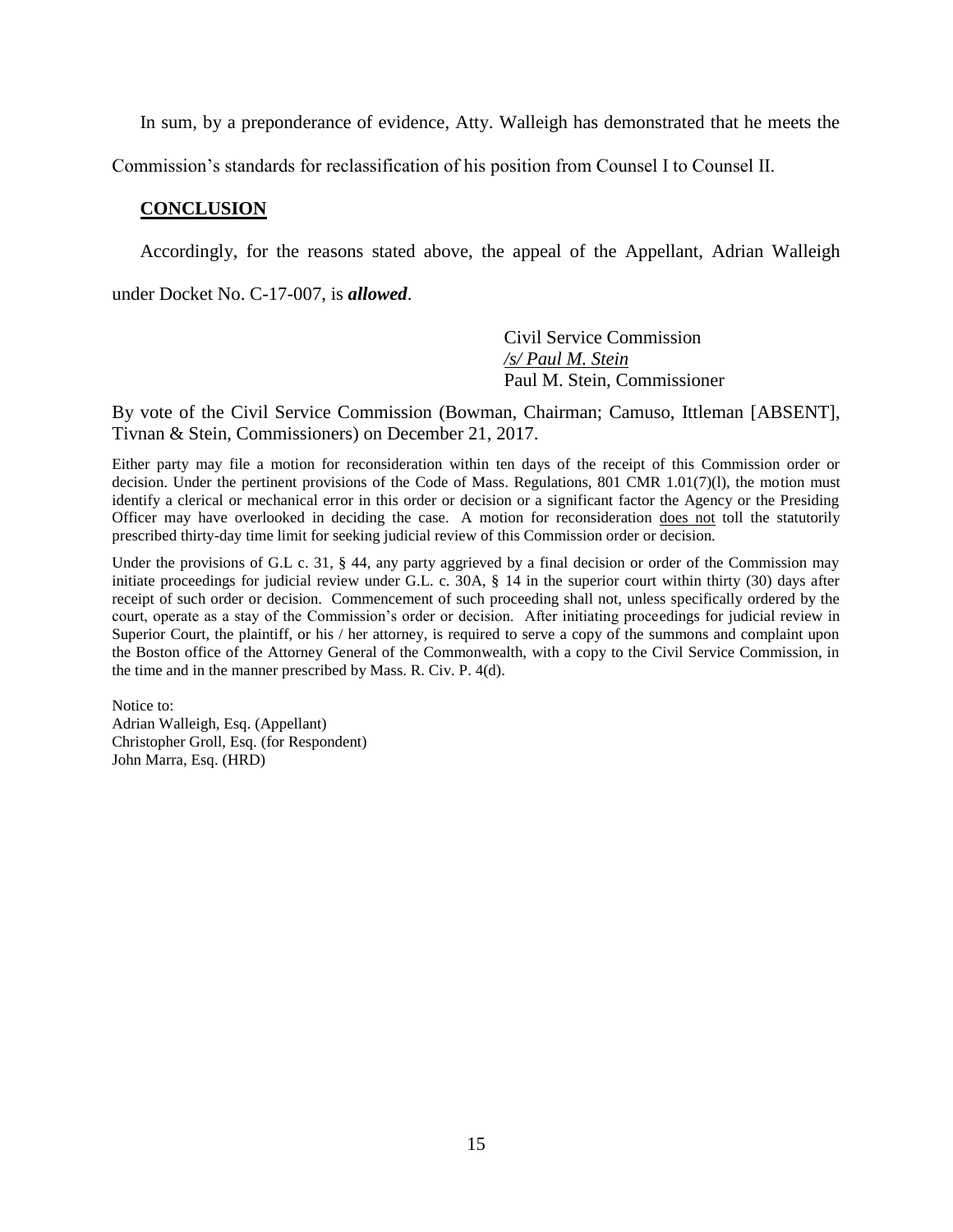In sum, by a preponderance of evidence, Atty. Walleigh has demonstrated that he meets the Commission's standards for reclassification of his position from Counsel I to Counsel II.

## **CONCLUSION**

Accordingly, for the reasons stated above, the appeal of the Appellant, Adrian Walleigh under Docket No. C-17-007, is ***allowed***.

Civil Service Commission
*/s/ Paul M. Stein*
Paul M. Stein, Commissioner

By vote of the Civil Service Commission (Bowman, Chairman; Camuso, Ittleman [ABSENT], Tivnan & Stein, Commissioners) on December 21, 2017.

Either party may file a motion for reconsideration within ten days of the receipt of this Commission order or decision. Under the pertinent provisions of the Code of Mass. Regulations, 801 CMR 1.01(7)(l), the motion must identify a clerical or mechanical error in this order or decision or a significant factor the Agency or the Presiding Officer may have overlooked in deciding the case. A motion for reconsideration does not toll the statutorily prescribed thirty-day time limit for seeking judicial review of this Commission order or decision.

Under the provisions of G.L c. 31, § 44, any party aggrieved by a final decision or order of the Commission may initiate proceedings for judicial review under G.L. c. 30A, § 14 in the superior court within thirty (30) days after receipt of such order or decision. Commencement of such proceeding shall not, unless specifically ordered by the court, operate as a stay of the Commission's order or decision. After initiating proceedings for judicial review in Superior Court, the plaintiff, or his / her attorney, is required to serve a copy of the summons and complaint upon the Boston office of the Attorney General of the Commonwealth, with a copy to the Civil Service Commission, in the time and in the manner prescribed by Mass. R. Civ. P. 4(d).

Notice to:
Adrian Walleigh, Esq. (Appellant)
Christopher Groll, Esq. (for Respondent)
John Marra, Esq. (HRD)